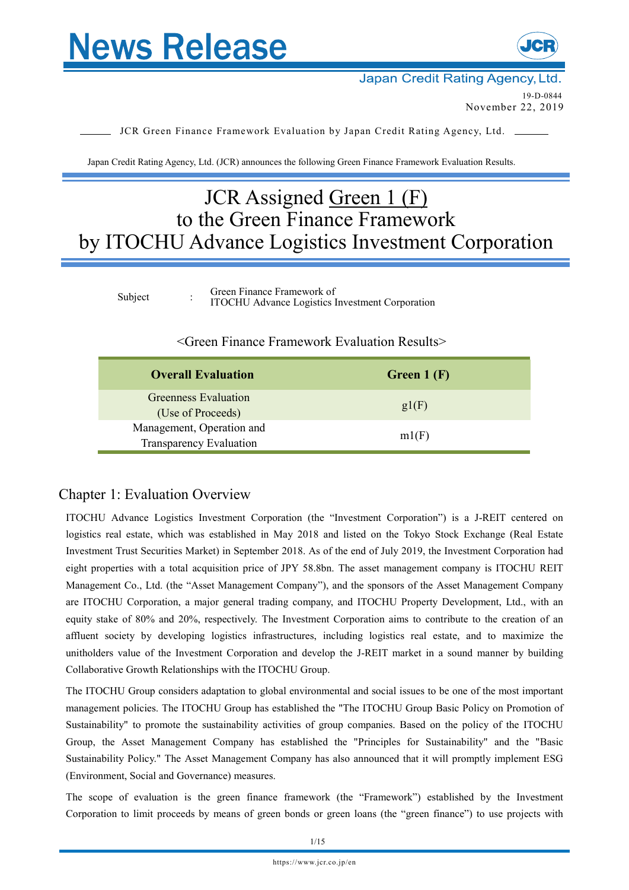# News Release

Japan Credit Rating Agency, Ltd.

19-D-0844
November 22, 2019

JCR Green Finance Framework Evaluation by Japan Credit Rating Agency, Ltd.

Japan Credit Rating Agency, Ltd. (JCR) announces the following Green Finance Framework Evaluation Results.

# JCR Assigned Green 1 (F) to the Green Finance Framework by ITOCHU Advance Logistics Investment Corporation

Subject : Green Finance Framework of ITOCHU Advance Logistics Investment Corporation

<Green Finance Framework Evaluation Results>

| **Overall Evaluation** | **Green 1 (F)** |
|---|---|
| Greenness Evaluation (Use of Proceeds) | g1(F) |
| Management, Operation and Transparency Evaluation | m1(F) |

## Chapter 1: Evaluation Overview

ITOCHU Advance Logistics Investment Corporation (the "Investment Corporation") is a J-REIT centered on logistics real estate, which was established in May 2018 and listed on the Tokyo Stock Exchange (Real Estate Investment Trust Securities Market) in September 2018. As of the end of July 2019, the Investment Corporation had eight properties with a total acquisition price of JPY 58.8bn. The asset management company is ITOCHU REIT Management Co., Ltd. (the "Asset Management Company"), and the sponsors of the Asset Management Company are ITOCHU Corporation, a major general trading company, and ITOCHU Property Development, Ltd., with an equity stake of 80% and 20%, respectively. The Investment Corporation aims to contribute to the creation of an affluent society by developing logistics infrastructures, including logistics real estate, and to maximize the unitholders value of the Investment Corporation and develop the J-REIT market in a sound manner by building Collaborative Growth Relationships with the ITOCHU Group.

The ITOCHU Group considers adaptation to global environmental and social issues to be one of the most important management policies. The ITOCHU Group has established the "The ITOCHU Group Basic Policy on Promotion of Sustainability" to promote the sustainability activities of group companies. Based on the policy of the ITOCHU Group, the Asset Management Company has established the "Principles for Sustainability" and the "Basic Sustainability Policy." The Asset Management Company has also announced that it will promptly implement ESG (Environment, Social and Governance) measures.

The scope of evaluation is the green finance framework (the "Framework") established by the Investment Corporation to limit proceeds by means of green bonds or green loans (the "green finance") to use projects with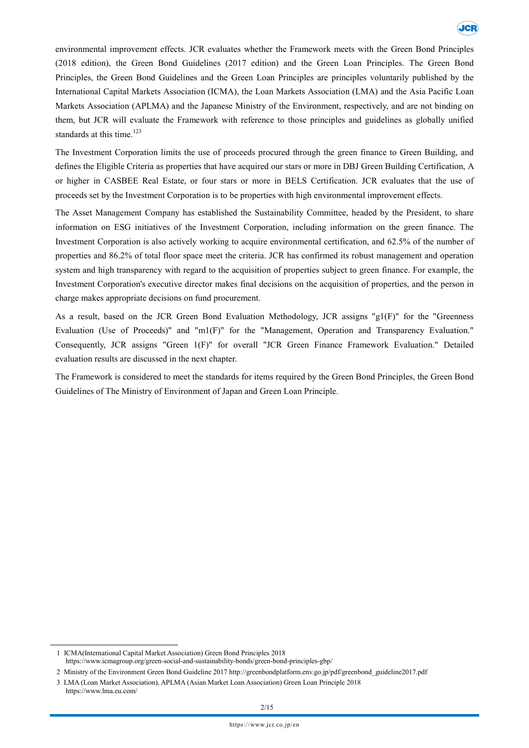environmental improvement effects. JCR evaluates whether the Framework meets with the Green Bond Principles (2018 edition), the Green Bond Guidelines (2017 edition) and the Green Loan Principles. The Green Bond Principles, the Green Bond Guidelines and the Green Loan Principles are principles voluntarily published by the International Capital Markets Association (ICMA), the Loan Markets Association (LMA) and the Asia Pacific Loan Markets Association (APLMA) and the Japanese Ministry of the Environment, respectively, and are not binding on them, but JCR will evaluate the Framework with reference to those principles and guidelines as globally unified standards at this time.[1][2][3]

The Investment Corporation limits the use of proceeds procured through the green finance to Green Building, and defines the Eligible Criteria as properties that have acquired our stars or more in DBJ Green Building Certification, A or higher in CASBEE Real Estate, or four stars or more in BELS Certification. JCR evaluates that the use of proceeds set by the Investment Corporation is to be properties with high environmental improvement effects.

The Asset Management Company has established the Sustainability Committee, headed by the President, to share information on ESG initiatives of the Investment Corporation, including information on the green finance. The Investment Corporation is also actively working to acquire environmental certification, and 62.5% of the number of properties and 86.2% of total floor space meet the criteria. JCR has confirmed its robust management and operation system and high transparency with regard to the acquisition of properties subject to green finance. For example, the Investment Corporation's executive director makes final decisions on the acquisition of properties, and the person in charge makes appropriate decisions on fund procurement.

As a result, based on the JCR Green Bond Evaluation Methodology, JCR assigns "g1(F)" for the "Greenness Evaluation (Use of Proceeds)" and "m1(F)" for the "Management, Operation and Transparency Evaluation." Consequently, JCR assigns "Green 1(F)" for overall "JCR Green Finance Framework Evaluation." Detailed evaluation results are discussed in the next chapter.

The Framework is considered to meet the standards for items required by the Green Bond Principles, the Green Bond Guidelines of The Ministry of Environment of Japan and Green Loan Principle.

---

1 ICMA(International Capital Market Association) Green Bond Principles 2018
https://www.icmagroup.org/green-social-and-sustainability-bonds/green-bond-principles-gbp/

2 Ministry of the Environment Green Bond Guideline 2017 http://greenbondplatform.env.go.jp/pdf/greenbond_guideline2017.pdf

3 LMA (Loan Market Association), APLMA (Asian Market Loan Association) Green Loan Principle 2018
https://www.lma.eu.com/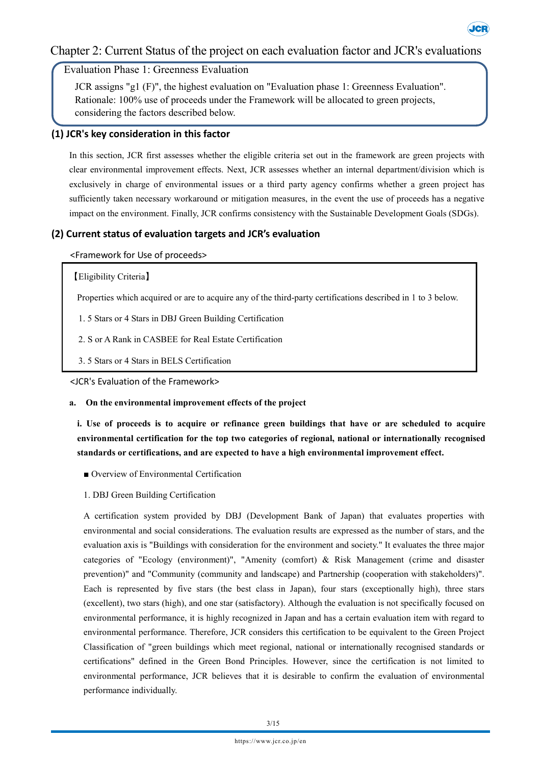# Chapter 2: Current Status of the project on each evaluation factor and JCR's evaluations

## Evaluation Phase 1: Greenness Evaluation

JCR assigns "g1 (F)", the highest evaluation on "Evaluation phase 1: Greenness Evaluation". Rationale: 100% use of proceeds under the Framework will be allocated to green projects, considering the factors described below.

### (1) JCR's key consideration in this factor

In this section, JCR first assesses whether the eligible criteria set out in the framework are green projects with clear environmental improvement effects. Next, JCR assesses whether an internal department/division which is exclusively in charge of environmental issues or a third party agency confirms whether a green project has sufficiently taken necessary workaround or mitigation measures, in the event the use of proceeds has a negative impact on the environment. Finally, JCR confirms consistency with the Sustainable Development Goals (SDGs).

### (2) Current status of evaluation targets and JCR's evaluation

<Framework for Use of proceeds>

【Eligibility Criteria】

Properties which acquired or are to acquire any of the third-party certifications described in 1 to 3 below.

1. 5 Stars or 4 Stars in DBJ Green Building Certification
2. S or A Rank in CASBEE for Real Estate Certification
3. 5 Stars or 4 Stars in BELS Certification

<JCR's Evaluation of the Framework>

**a. On the environmental improvement effects of the project**

**i. Use of proceeds is to acquire or refinance green buildings that have or are scheduled to acquire environmental certification for the top two categories of regional, national or internationally recognised standards or certifications, and are expected to have a high environmental improvement effect.**

■ Overview of Environmental Certification

1. DBJ Green Building Certification

A certification system provided by DBJ (Development Bank of Japan) that evaluates properties with environmental and social considerations. The evaluation results are expressed as the number of stars, and the evaluation axis is "Buildings with consideration for the environment and society." It evaluates the three major categories of "Ecology (environment)", "Amenity (comfort) & Risk Management (crime and disaster prevention)" and "Community (community and landscape) and Partnership (cooperation with stakeholders)". Each is represented by five stars (the best class in Japan), four stars (exceptionally high), three stars (excellent), two stars (high), and one star (satisfactory). Although the evaluation is not specifically focused on environmental performance, it is highly recognized in Japan and has a certain evaluation item with regard to environmental performance. Therefore, JCR considers this certification to be equivalent to the Green Project Classification of "green buildings which meet regional, national or internationally recognised standards or certifications" defined in the Green Bond Principles. However, since the certification is not limited to environmental performance, JCR believes that it is desirable to confirm the evaluation of environmental performance individually.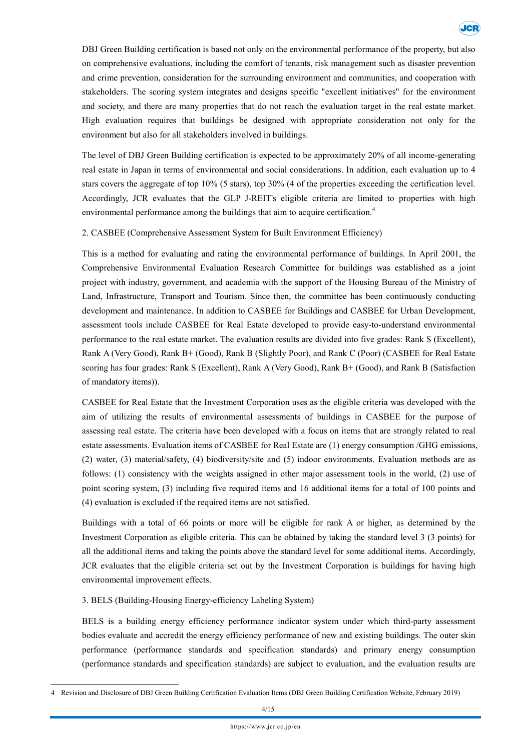DBJ Green Building certification is based not only on the environmental performance of the property, but also on comprehensive evaluations, including the comfort of tenants, risk management such as disaster prevention and crime prevention, consideration for the surrounding environment and communities, and cooperation with stakeholders. The scoring system integrates and designs specific "excellent initiatives" for the environment and society, and there are many properties that do not reach the evaluation target in the real estate market. High evaluation requires that buildings be designed with appropriate consideration not only for the environment but also for all stakeholders involved in buildings.

The level of DBJ Green Building certification is expected to be approximately 20% of all income-generating real estate in Japan in terms of environmental and social considerations. In addition, each evaluation up to 4 stars covers the aggregate of top 10% (5 stars), top 30% (4 of the properties exceeding the certification level. Accordingly, JCR evaluates that the GLP J-REIT's eligible criteria are limited to properties with high environmental performance among the buildings that aim to acquire certification.[4]

2. CASBEE (Comprehensive Assessment System for Built Environment Efficiency)

This is a method for evaluating and rating the environmental performance of buildings. In April 2001, the Comprehensive Environmental Evaluation Research Committee for buildings was established as a joint project with industry, government, and academia with the support of the Housing Bureau of the Ministry of Land, Infrastructure, Transport and Tourism. Since then, the committee has been continuously conducting development and maintenance. In addition to CASBEE for Buildings and CASBEE for Urban Development, assessment tools include CASBEE for Real Estate developed to provide easy-to-understand environmental performance to the real estate market. The evaluation results are divided into five grades: Rank S (Excellent), Rank A (Very Good), Rank B+ (Good), Rank B (Slightly Poor), and Rank C (Poor) (CASBEE for Real Estate scoring has four grades: Rank S (Excellent), Rank A (Very Good), Rank B+ (Good), and Rank B (Satisfaction of mandatory items)).

CASBEE for Real Estate that the Investment Corporation uses as the eligible criteria was developed with the aim of utilizing the results of environmental assessments of buildings in CASBEE for the purpose of assessing real estate. The criteria have been developed with a focus on items that are strongly related to real estate assessments. Evaluation items of CASBEE for Real Estate are (1) energy consumption /GHG emissions, (2) water, (3) material/safety, (4) biodiversity/site and (5) indoor environments. Evaluation methods are as follows: (1) consistency with the weights assigned in other major assessment tools in the world, (2) use of point scoring system, (3) including five required items and 16 additional items for a total of 100 points and (4) evaluation is excluded if the required items are not satisfied.

Buildings with a total of 66 points or more will be eligible for rank A or higher, as determined by the Investment Corporation as eligible criteria. This can be obtained by taking the standard level 3 (3 points) for all the additional items and taking the points above the standard level for some additional items. Accordingly, JCR evaluates that the eligible criteria set out by the Investment Corporation is buildings for having high environmental improvement effects.

3. BELS (Building-Housing Energy-efficiency Labeling System)

BELS is a building energy efficiency performance indicator system under which third-party assessment bodies evaluate and accredit the energy efficiency performance of new and existing buildings. The outer skin performance (performance standards and specification standards) and primary energy consumption (performance standards and specification standards) are subject to evaluation, and the evaluation results are

---

4 Revision and Disclosure of DBJ Green Building Certification Evaluation Items (DBJ Green Building Certification Website, February 2019)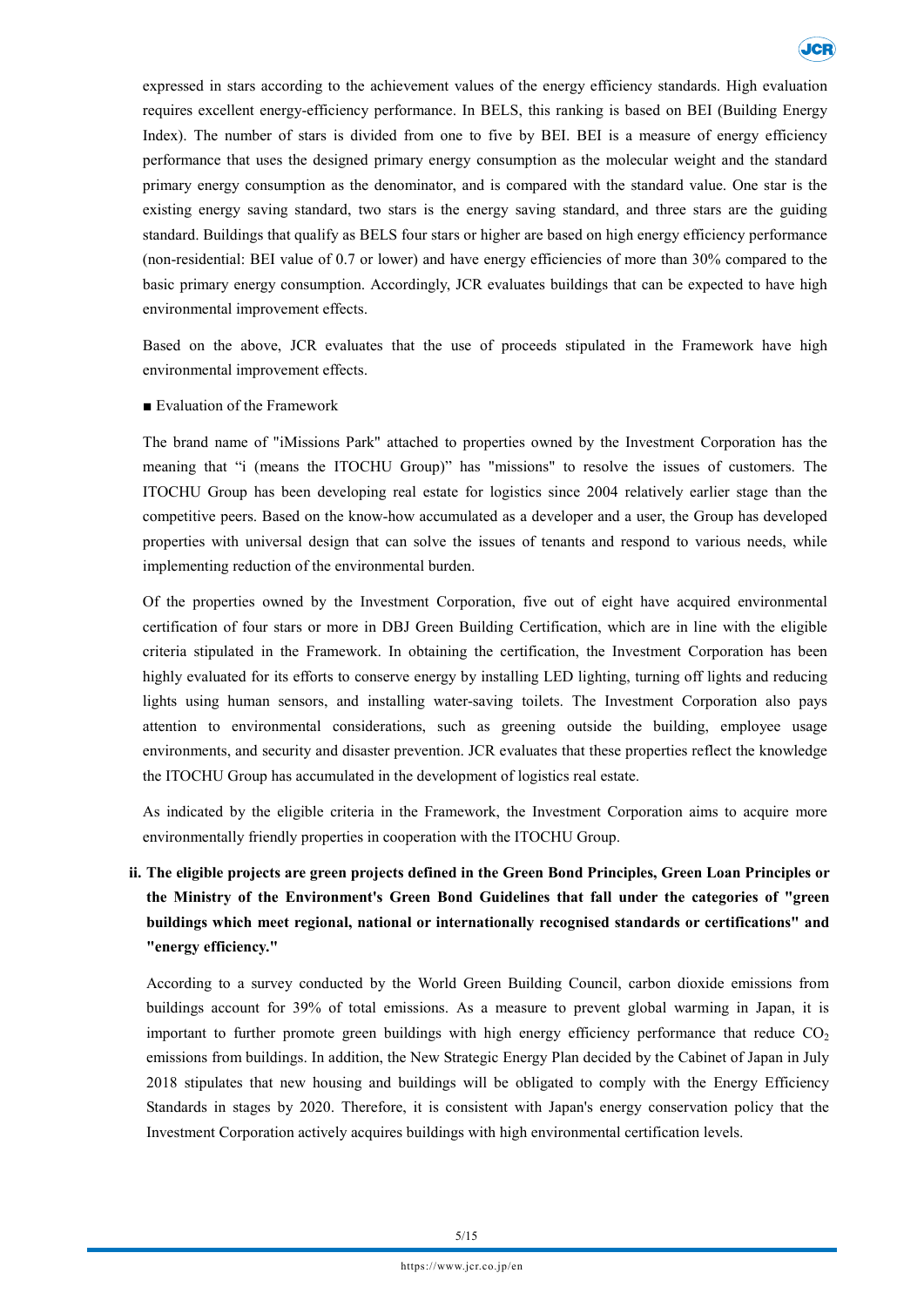expressed in stars according to the achievement values of the energy efficiency standards. High evaluation requires excellent energy-efficiency performance. In BELS, this ranking is based on BEI (Building Energy Index). The number of stars is divided from one to five by BEI. BEI is a measure of energy efficiency performance that uses the designed primary energy consumption as the molecular weight and the standard primary energy consumption as the denominator, and is compared with the standard value. One star is the existing energy saving standard, two stars is the energy saving standard, and three stars are the guiding standard. Buildings that qualify as BELS four stars or higher are based on high energy efficiency performance (non-residential: BEI value of 0.7 or lower) and have energy efficiencies of more than 30% compared to the basic primary energy consumption. Accordingly, JCR evaluates buildings that can be expected to have high environmental improvement effects.

Based on the above, JCR evaluates that the use of proceeds stipulated in the Framework have high environmental improvement effects.

■ Evaluation of the Framework

The brand name of "iMissions Park" attached to properties owned by the Investment Corporation has the meaning that "i (means the ITOCHU Group)" has "missions" to resolve the issues of customers. The ITOCHU Group has been developing real estate for logistics since 2004 relatively earlier stage than the competitive peers. Based on the know-how accumulated as a developer and a user, the Group has developed properties with universal design that can solve the issues of tenants and respond to various needs, while implementing reduction of the environmental burden.

Of the properties owned by the Investment Corporation, five out of eight have acquired environmental certification of four stars or more in DBJ Green Building Certification, which are in line with the eligible criteria stipulated in the Framework. In obtaining the certification, the Investment Corporation has been highly evaluated for its efforts to conserve energy by installing LED lighting, turning off lights and reducing lights using human sensors, and installing water-saving toilets. The Investment Corporation also pays attention to environmental considerations, such as greening outside the building, employee usage environments, and security and disaster prevention. JCR evaluates that these properties reflect the knowledge the ITOCHU Group has accumulated in the development of logistics real estate.

As indicated by the eligible criteria in the Framework, the Investment Corporation aims to acquire more environmentally friendly properties in cooperation with the ITOCHU Group.

**ii. The eligible projects are green projects defined in the Green Bond Principles, Green Loan Principles or the Ministry of the Environment's Green Bond Guidelines that fall under the categories of "green buildings which meet regional, national or internationally recognised standards or certifications" and "energy efficiency."**

According to a survey conducted by the World Green Building Council, carbon dioxide emissions from buildings account for 39% of total emissions. As a measure to prevent global warming in Japan, it is important to further promote green buildings with high energy efficiency performance that reduce $CO_2$ emissions from buildings. In addition, the New Strategic Energy Plan decided by the Cabinet of Japan in July 2018 stipulates that new housing and buildings will be obligated to comply with the Energy Efficiency Standards in stages by 2020. Therefore, it is consistent with Japan's energy conservation policy that the Investment Corporation actively acquires buildings with high environmental certification levels.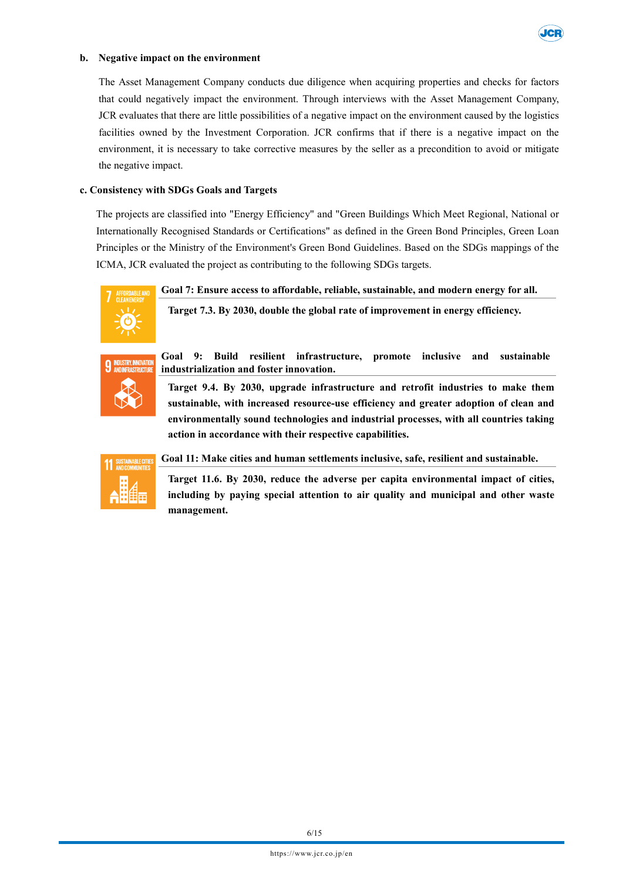**b. Negative impact on the environment**

The Asset Management Company conducts due diligence when acquiring properties and checks for factors that could negatively impact the environment. Through interviews with the Asset Management Company, JCR evaluates that there are little possibilities of a negative impact on the environment caused by the logistics facilities owned by the Investment Corporation. JCR confirms that if there is a negative impact on the environment, it is necessary to take corrective measures by the seller as a precondition to avoid or mitigate the negative impact.

**c. Consistency with SDGs Goals and Targets**

The projects are classified into "Energy Efficiency" and "Green Buildings Which Meet Regional, National or Internationally Recognised Standards or Certifications" as defined in the Green Bond Principles, Green Loan Principles or the Ministry of the Environment's Green Bond Guidelines. Based on the SDGs mappings of the ICMA, JCR evaluated the project as contributing to the following SDGs targets.

**Goal 7: Ensure access to affordable, reliable, sustainable, and modern energy for all.**

**Target 7.3. By 2030, double the global rate of improvement in energy efficiency.**

**Goal 9: Build resilient infrastructure, promote inclusive and sustainable industrialization and foster innovation.**

**Target 9.4. By 2030, upgrade infrastructure and retrofit industries to make them sustainable, with increased resource-use efficiency and greater adoption of clean and environmentally sound technologies and industrial processes, with all countries taking action in accordance with their respective capabilities.**

**Goal 11: Make cities and human settlements inclusive, safe, resilient and sustainable.**

**Target 11.6. By 2030, reduce the adverse per capita environmental impact of cities, including by paying special attention to air quality and municipal and other waste management.**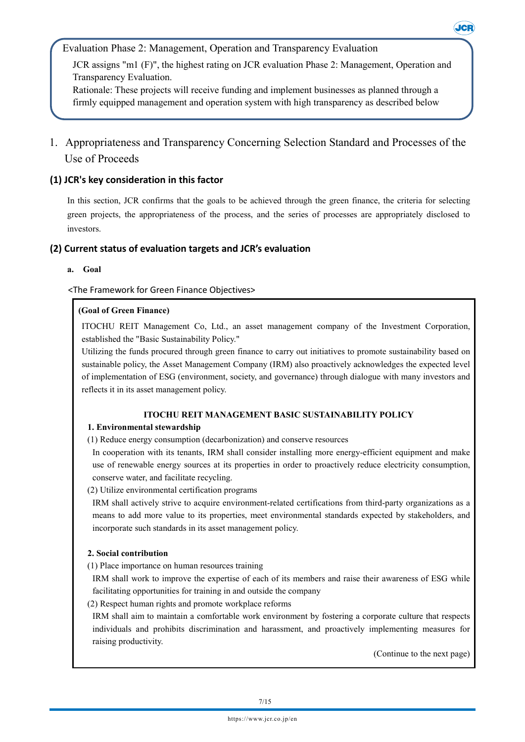Evaluation Phase 2: Management, Operation and Transparency Evaluation

JCR assigns "m1 (F)", the highest rating on JCR evaluation Phase 2: Management, Operation and Transparency Evaluation.

Rationale: These projects will receive funding and implement businesses as planned through a firmly equipped management and operation system with high transparency as described below

## 1. Appropriateness and Transparency Concerning Selection Standard and Processes of the Use of Proceeds

### (1) JCR's key consideration in this factor

In this section, JCR confirms that the goals to be achieved through the green finance, the criteria for selecting green projects, the appropriateness of the process, and the series of processes are appropriately disclosed to investors.

### (2) Current status of evaluation targets and JCR's evaluation

**a. Goal**

<The Framework for Green Finance Objectives>

**(Goal of Green Finance)**

ITOCHU REIT Management Co, Ltd., an asset management company of the Investment Corporation, established the "Basic Sustainability Policy."

Utilizing the funds procured through green finance to carry out initiatives to promote sustainability based on sustainable policy, the Asset Management Company (IRM) also proactively acknowledges the expected level of implementation of ESG (environment, society, and governance) through dialogue with many investors and reflects it in its asset management policy.

**ITOCHU REIT MANAGEMENT BASIC SUSTAINABILITY POLICY**

**1. Environmental stewardship**

(1) Reduce energy consumption (decarbonization) and conserve resources

In cooperation with its tenants, IRM shall consider installing more energy-efficient equipment and make use of renewable energy sources at its properties in order to proactively reduce electricity consumption, conserve water, and facilitate recycling.

(2) Utilize environmental certification programs

IRM shall actively strive to acquire environment-related certifications from third-party organizations as a means to add more value to its properties, meet environmental standards expected by stakeholders, and incorporate such standards in its asset management policy.

**2. Social contribution**

(1) Place importance on human resources training

IRM shall work to improve the expertise of each of its members and raise their awareness of ESG while facilitating opportunities for training in and outside the company

(2) Respect human rights and promote workplace reforms

IRM shall aim to maintain a comfortable work environment by fostering a corporate culture that respects individuals and prohibits discrimination and harassment, and proactively implementing measures for raising productivity.

(Continue to the next page)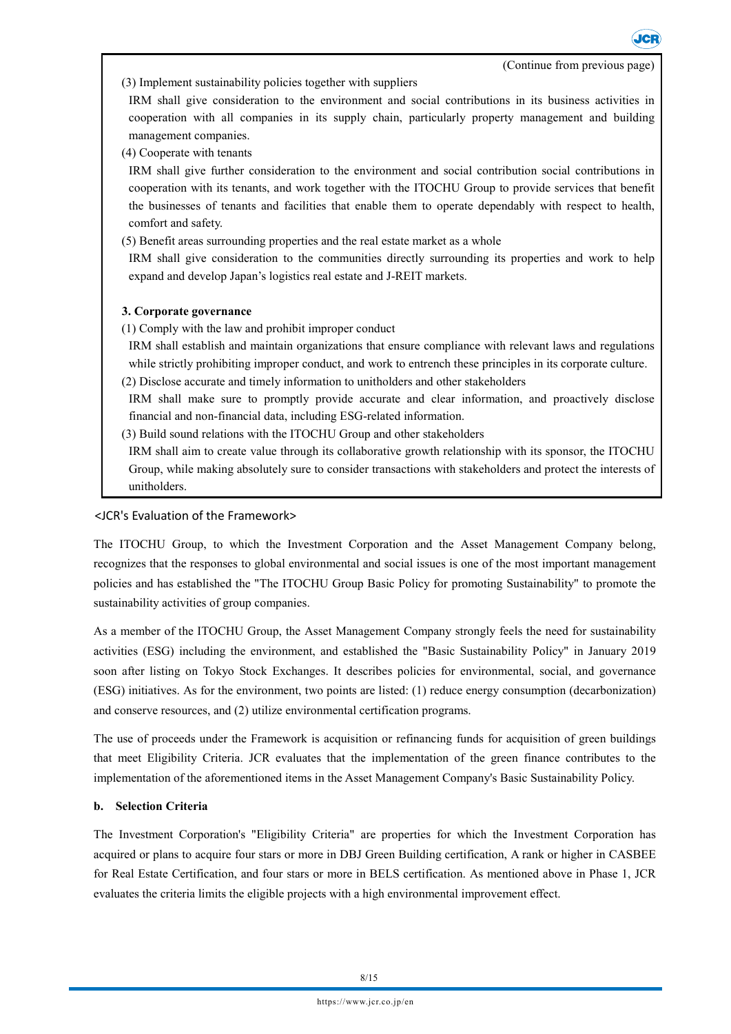(Continue from previous page)

(3) Implement sustainability policies together with suppliers

IRM shall give consideration to the environment and social contributions in its business activities in cooperation with all companies in its supply chain, particularly property management and building management companies.

(4) Cooperate with tenants

IRM shall give further consideration to the environment and social contribution social contributions in cooperation with its tenants, and work together with the ITOCHU Group to provide services that benefit the businesses of tenants and facilities that enable them to operate dependably with respect to health, comfort and safety.

(5) Benefit areas surrounding properties and the real estate market as a whole

IRM shall give consideration to the communities directly surrounding its properties and work to help expand and develop Japan's logistics real estate and J-REIT markets.

**3. Corporate governance**

(1) Comply with the law and prohibit improper conduct

IRM shall establish and maintain organizations that ensure compliance with relevant laws and regulations while strictly prohibiting improper conduct, and work to entrench these principles in its corporate culture.

(2) Disclose accurate and timely information to unitholders and other stakeholders

IRM shall make sure to promptly provide accurate and clear information, and proactively disclose financial and non-financial data, including ESG-related information.

(3) Build sound relations with the ITOCHU Group and other stakeholders

IRM shall aim to create value through its collaborative growth relationship with its sponsor, the ITOCHU Group, while making absolutely sure to consider transactions with stakeholders and protect the interests of unitholders.

<JCR's Evaluation of the Framework>

The ITOCHU Group, to which the Investment Corporation and the Asset Management Company belong, recognizes that the responses to global environmental and social issues is one of the most important management policies and has established the "The ITOCHU Group Basic Policy for promoting Sustainability" to promote the sustainability activities of group companies.

As a member of the ITOCHU Group, the Asset Management Company strongly feels the need for sustainability activities (ESG) including the environment, and established the "Basic Sustainability Policy" in January 2019 soon after listing on Tokyo Stock Exchanges. It describes policies for environmental, social, and governance (ESG) initiatives. As for the environment, two points are listed: (1) reduce energy consumption (decarbonization) and conserve resources, and (2) utilize environmental certification programs.

The use of proceeds under the Framework is acquisition or refinancing funds for acquisition of green buildings that meet Eligibility Criteria. JCR evaluates that the implementation of the green finance contributes to the implementation of the aforementioned items in the Asset Management Company's Basic Sustainability Policy.

**b. Selection Criteria**

The Investment Corporation's "Eligibility Criteria" are properties for which the Investment Corporation has acquired or plans to acquire four stars or more in DBJ Green Building certification, A rank or higher in CASBEE for Real Estate Certification, and four stars or more in BELS certification. As mentioned above in Phase 1, JCR evaluates the criteria limits the eligible projects with a high environmental improvement effect.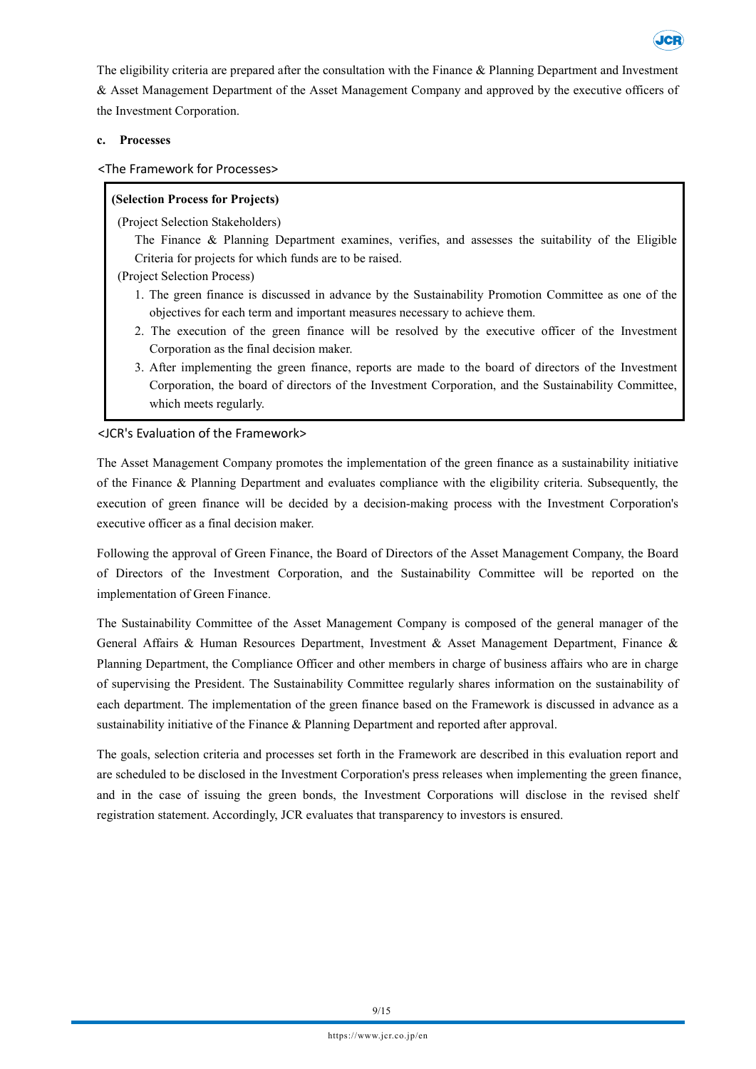The eligibility criteria are prepared after the consultation with the Finance & Planning Department and Investment & Asset Management Department of the Asset Management Company and approved by the executive officers of the Investment Corporation.

**c. Processes**

<The Framework for Processes>

> **(Selection Process for Projects)**
>
> (Project Selection Stakeholders)
>
> The Finance & Planning Department examines, verifies, and assesses the suitability of the Eligible Criteria for projects for which funds are to be raised.
>
> (Project Selection Process)
>
> 1. The green finance is discussed in advance by the Sustainability Promotion Committee as one of the objectives for each term and important measures necessary to achieve them.
> 2. The execution of the green finance will be resolved by the executive officer of the Investment Corporation as the final decision maker.
> 3. After implementing the green finance, reports are made to the board of directors of the Investment Corporation, the board of directors of the Investment Corporation, and the Sustainability Committee, which meets regularly.

<JCR's Evaluation of the Framework>

The Asset Management Company promotes the implementation of the green finance as a sustainability initiative of the Finance & Planning Department and evaluates compliance with the eligibility criteria. Subsequently, the execution of green finance will be decided by a decision-making process with the Investment Corporation's executive officer as a final decision maker.

Following the approval of Green Finance, the Board of Directors of the Asset Management Company, the Board of Directors of the Investment Corporation, and the Sustainability Committee will be reported on the implementation of Green Finance.

The Sustainability Committee of the Asset Management Company is composed of the general manager of the General Affairs & Human Resources Department, Investment & Asset Management Department, Finance & Planning Department, the Compliance Officer and other members in charge of business affairs who are in charge of supervising the President. The Sustainability Committee regularly shares information on the sustainability of each department. The implementation of the green finance based on the Framework is discussed in advance as a sustainability initiative of the Finance & Planning Department and reported after approval.

The goals, selection criteria and processes set forth in the Framework are described in this evaluation report and are scheduled to be disclosed in the Investment Corporation's press releases when implementing the green finance, and in the case of issuing the green bonds, the Investment Corporations will disclose in the revised shelf registration statement. Accordingly, JCR evaluates that transparency to investors is ensured.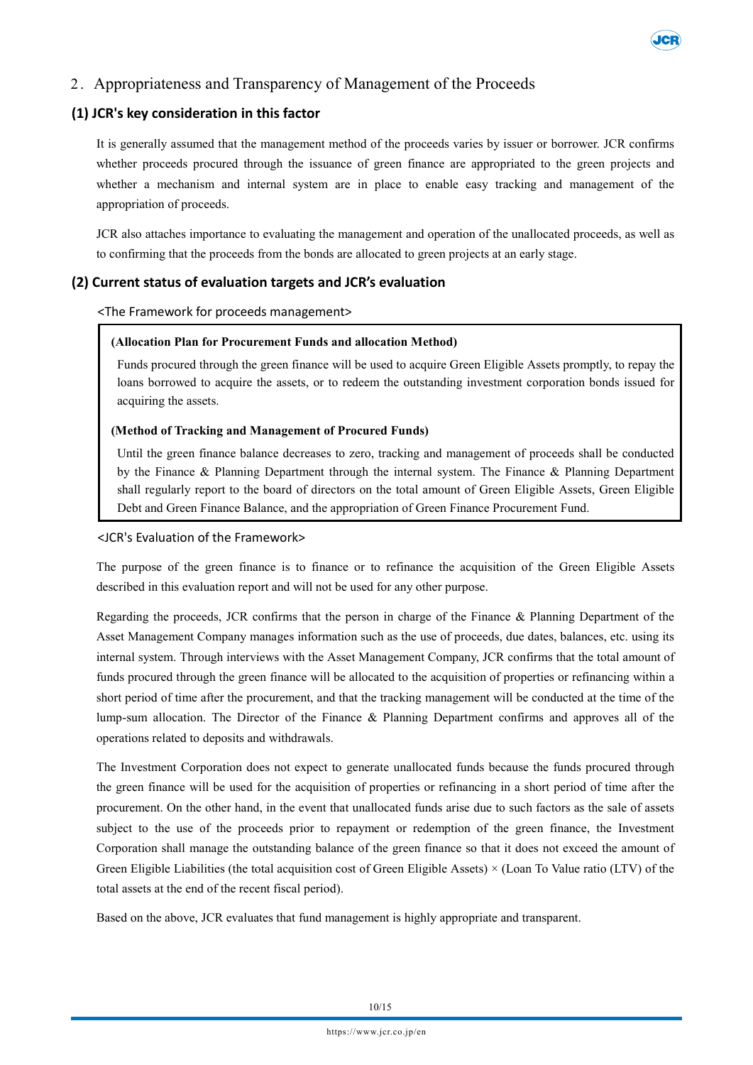## 2. Appropriateness and Transparency of Management of the Proceeds

### (1) JCR's key consideration in this factor

It is generally assumed that the management method of the proceeds varies by issuer or borrower. JCR confirms whether proceeds procured through the issuance of green finance are appropriated to the green projects and whether a mechanism and internal system are in place to enable easy tracking and management of the appropriation of proceeds.

JCR also attaches importance to evaluating the management and operation of the unallocated proceeds, as well as to confirming that the proceeds from the bonds are allocated to green projects at an early stage.

### (2) Current status of evaluation targets and JCR's evaluation

<The Framework for proceeds management>

> **(Allocation Plan for Procurement Funds and allocation Method)**
>
> Funds procured through the green finance will be used to acquire Green Eligible Assets promptly, to repay the loans borrowed to acquire the assets, or to redeem the outstanding investment corporation bonds issued for acquiring the assets.
>
> **(Method of Tracking and Management of Procured Funds)**
>
> Until the green finance balance decreases to zero, tracking and management of proceeds shall be conducted by the Finance & Planning Department through the internal system. The Finance & Planning Department shall regularly report to the board of directors on the total amount of Green Eligible Assets, Green Eligible Debt and Green Finance Balance, and the appropriation of Green Finance Procurement Fund.

<JCR's Evaluation of the Framework>

The purpose of the green finance is to finance or to refinance the acquisition of the Green Eligible Assets described in this evaluation report and will not be used for any other purpose.

Regarding the proceeds, JCR confirms that the person in charge of the Finance & Planning Department of the Asset Management Company manages information such as the use of proceeds, due dates, balances, etc. using its internal system. Through interviews with the Asset Management Company, JCR confirms that the total amount of funds procured through the green finance will be allocated to the acquisition of properties or refinancing within a short period of time after the procurement, and that the tracking management will be conducted at the time of the lump-sum allocation. The Director of the Finance & Planning Department confirms and approves all of the operations related to deposits and withdrawals.

The Investment Corporation does not expect to generate unallocated funds because the funds procured through the green finance will be used for the acquisition of properties or refinancing in a short period of time after the procurement. On the other hand, in the event that unallocated funds arise due to such factors as the sale of assets subject to the use of the proceeds prior to repayment or redemption of the green finance, the Investment Corporation shall manage the outstanding balance of the green finance so that it does not exceed the amount of Green Eligible Liabilities (the total acquisition cost of Green Eligible Assets) × (Loan To Value ratio (LTV) of the total assets at the end of the recent fiscal period).

Based on the above, JCR evaluates that fund management is highly appropriate and transparent.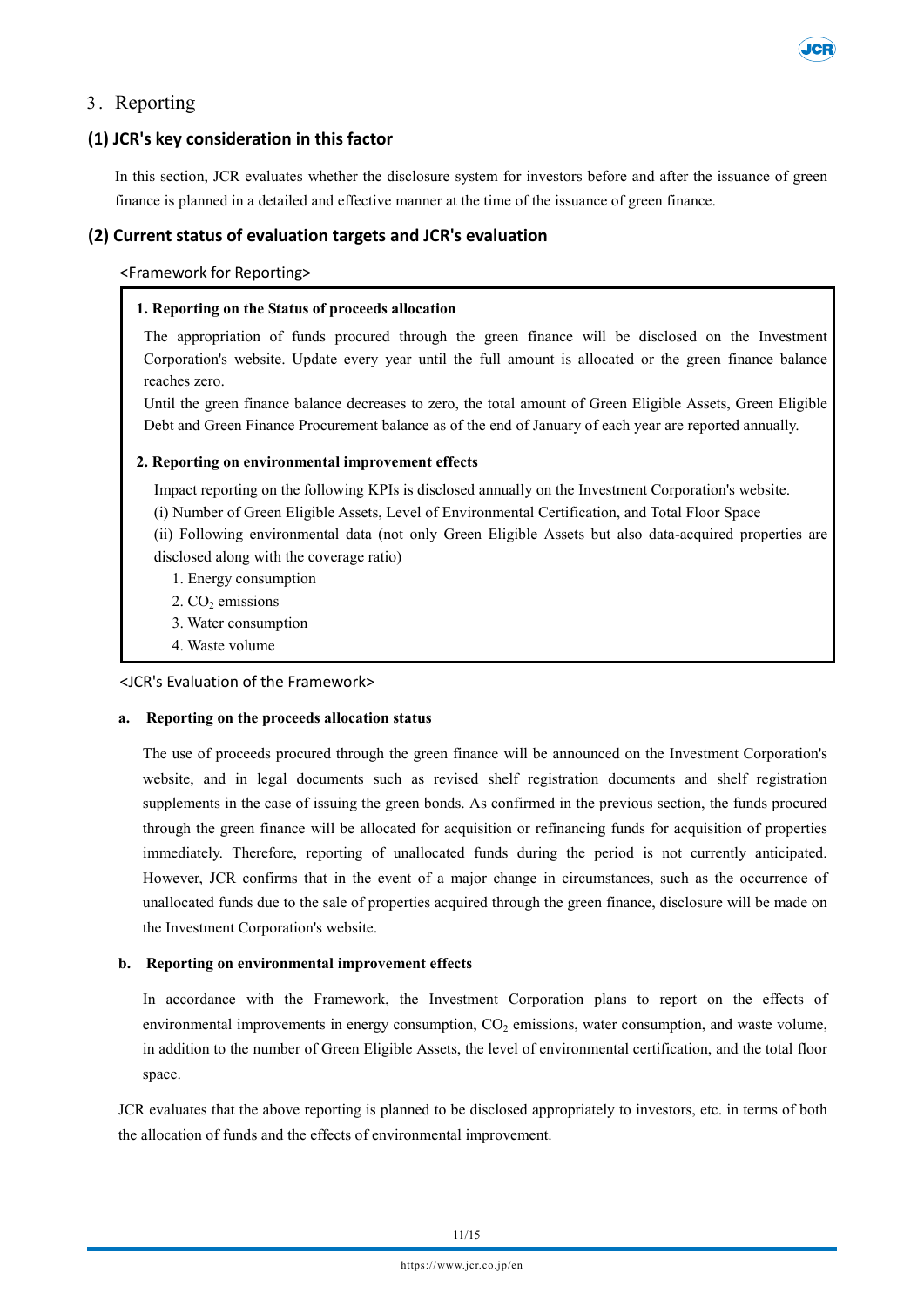## 3. Reporting

### (1) JCR's key consideration in this factor

In this section, JCR evaluates whether the disclosure system for investors before and after the issuance of green finance is planned in a detailed and effective manner at the time of the issuance of green finance.

### (2) Current status of evaluation targets and JCR's evaluation

<Framework for Reporting>

**1. Reporting on the Status of proceeds allocation**

The appropriation of funds procured through the green finance will be disclosed on the Investment Corporation's website. Update every year until the full amount is allocated or the green finance balance reaches zero.

Until the green finance balance decreases to zero, the total amount of Green Eligible Assets, Green Eligible Debt and Green Finance Procurement balance as of the end of January of each year are reported annually.

**2. Reporting on environmental improvement effects**

Impact reporting on the following KPIs is disclosed annually on the Investment Corporation's website.

(i) Number of Green Eligible Assets, Level of Environmental Certification, and Total Floor Space

(ii) Following environmental data (not only Green Eligible Assets but also data-acquired properties are disclosed along with the coverage ratio)

1. Energy consumption
2. $CO_2$ emissions
3. Water consumption
4. Waste volume

<JCR's Evaluation of the Framework>

**a. Reporting on the proceeds allocation status**

The use of proceeds procured through the green finance will be announced on the Investment Corporation's website, and in legal documents such as revised shelf registration documents and shelf registration supplements in the case of issuing the green bonds. As confirmed in the previous section, the funds procured through the green finance will be allocated for acquisition or refinancing funds for acquisition of properties immediately. Therefore, reporting of unallocated funds during the period is not currently anticipated. However, JCR confirms that in the event of a major change in circumstances, such as the occurrence of unallocated funds due to the sale of properties acquired through the green finance, disclosure will be made on the Investment Corporation's website.

**b. Reporting on environmental improvement effects**

In accordance with the Framework, the Investment Corporation plans to report on the effects of environmental improvements in energy consumption, $CO_2$ emissions, water consumption, and waste volume, in addition to the number of Green Eligible Assets, the level of environmental certification, and the total floor space.

JCR evaluates that the above reporting is planned to be disclosed appropriately to investors, etc. in terms of both the allocation of funds and the effects of environmental improvement.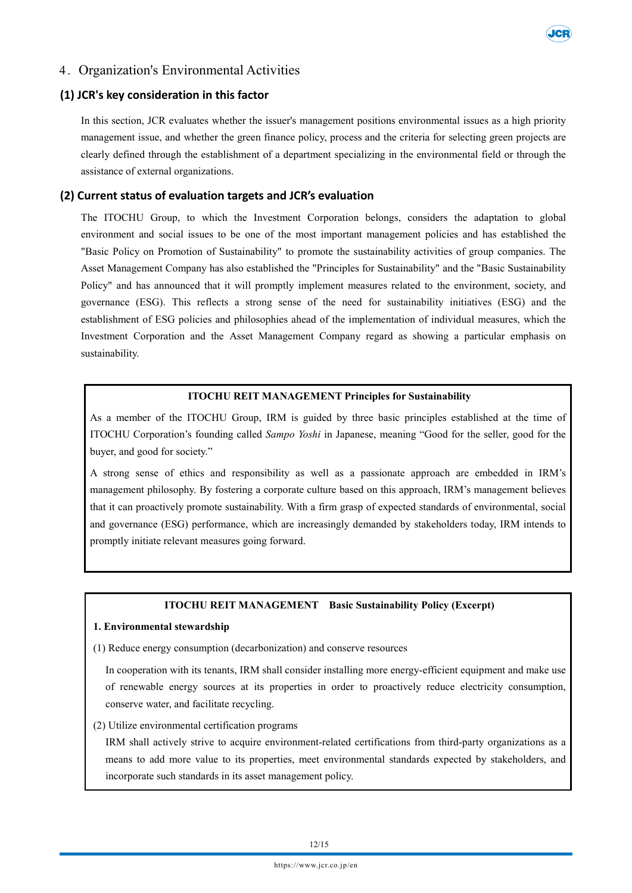## 4. Organization's Environmental Activities

### (1) JCR's key consideration in this factor

In this section, JCR evaluates whether the issuer's management positions environmental issues as a high priority management issue, and whether the green finance policy, process and the criteria for selecting green projects are clearly defined through the establishment of a department specializing in the environmental field or through the assistance of external organizations.

### (2) Current status of evaluation targets and JCR's evaluation

The ITOCHU Group, to which the Investment Corporation belongs, considers the adaptation to global environment and social issues to be one of the most important management policies and has established the "Basic Policy on Promotion of Sustainability" to promote the sustainability activities of group companies. The Asset Management Company has also established the "Principles for Sustainability" and the "Basic Sustainability Policy" and has announced that it will promptly implement measures related to the environment, society, and governance (ESG). This reflects a strong sense of the need for sustainability initiatives (ESG) and the establishment of ESG policies and philosophies ahead of the implementation of individual measures, which the Investment Corporation and the Asset Management Company regard as showing a particular emphasis on sustainability.

**ITOCHU REIT MANAGEMENT Principles for Sustainability**

As a member of the ITOCHU Group, IRM is guided by three basic principles established at the time of ITOCHU Corporation's founding called *Sampo Yoshi* in Japanese, meaning "Good for the seller, good for the buyer, and good for society."

A strong sense of ethics and responsibility as well as a passionate approach are embedded in IRM's management philosophy. By fostering a corporate culture based on this approach, IRM's management believes that it can proactively promote sustainability. With a firm grasp of expected standards of environmental, social and governance (ESG) performance, which are increasingly demanded by stakeholders today, IRM intends to promptly initiate relevant measures going forward.

**ITOCHU REIT MANAGEMENT Basic Sustainability Policy (Excerpt)**

**1. Environmental stewardship**

(1) Reduce energy consumption (decarbonization) and conserve resources

In cooperation with its tenants, IRM shall consider installing more energy-efficient equipment and make use of renewable energy sources at its properties in order to proactively reduce electricity consumption, conserve water, and facilitate recycling.

(2) Utilize environmental certification programs

IRM shall actively strive to acquire environment-related certifications from third-party organizations as a means to add more value to its properties, meet environmental standards expected by stakeholders, and incorporate such standards in its asset management policy.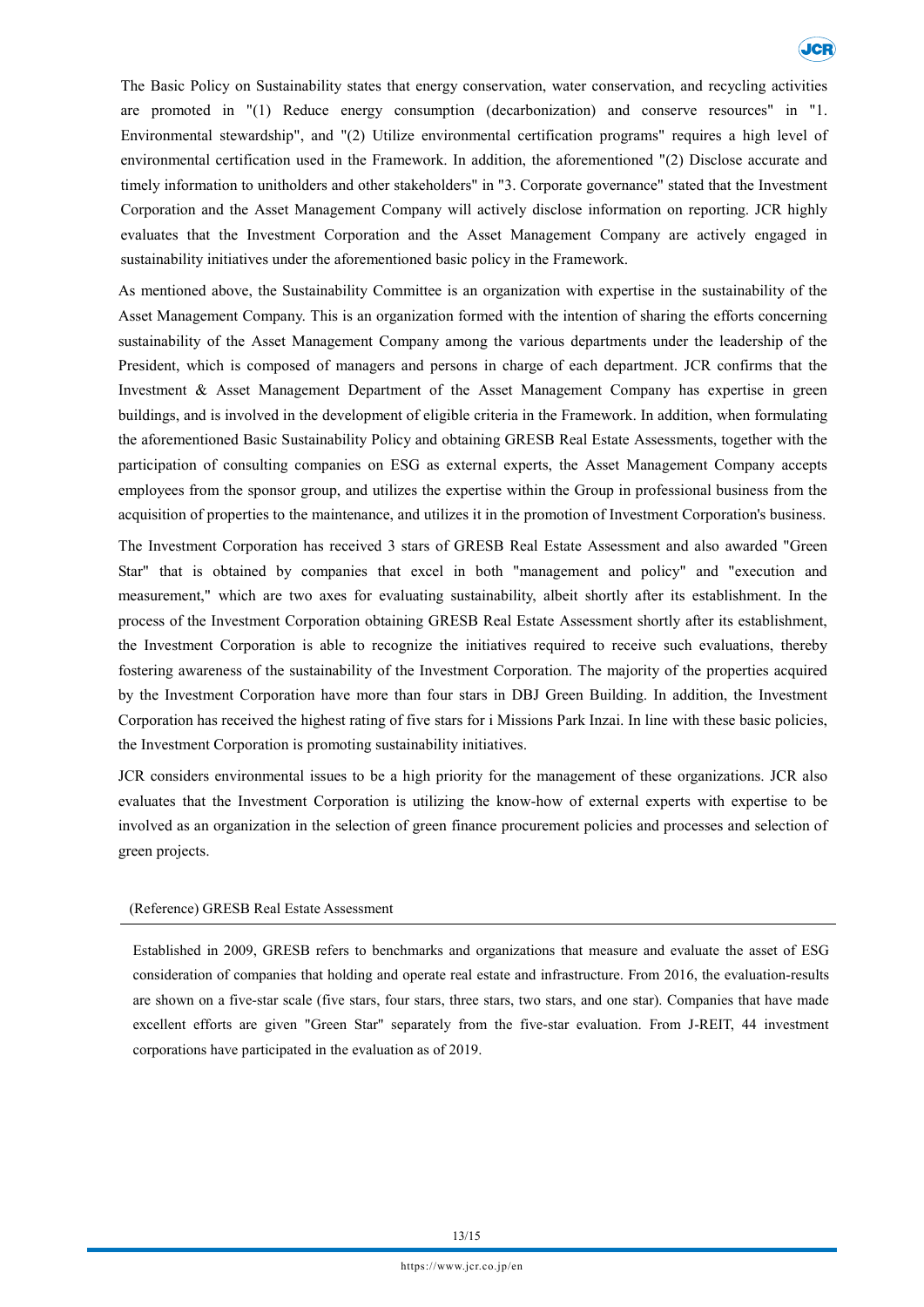The Basic Policy on Sustainability states that energy conservation, water conservation, and recycling activities are promoted in "(1) Reduce energy consumption (decarbonization) and conserve resources" in "1. Environmental stewardship", and "(2) Utilize environmental certification programs" requires a high level of environmental certification used in the Framework. In addition, the aforementioned "(2) Disclose accurate and timely information to unitholders and other stakeholders" in "3. Corporate governance" stated that the Investment Corporation and the Asset Management Company will actively disclose information on reporting. JCR highly evaluates that the Investment Corporation and the Asset Management Company are actively engaged in sustainability initiatives under the aforementioned basic policy in the Framework.

As mentioned above, the Sustainability Committee is an organization with expertise in the sustainability of the Asset Management Company. This is an organization formed with the intention of sharing the efforts concerning sustainability of the Asset Management Company among the various departments under the leadership of the President, which is composed of managers and persons in charge of each department. JCR confirms that the Investment & Asset Management Department of the Asset Management Company has expertise in green buildings, and is involved in the development of eligible criteria in the Framework. In addition, when formulating the aforementioned Basic Sustainability Policy and obtaining GRESB Real Estate Assessments, together with the participation of consulting companies on ESG as external experts, the Asset Management Company accepts employees from the sponsor group, and utilizes the expertise within the Group in professional business from the acquisition of properties to the maintenance, and utilizes it in the promotion of Investment Corporation's business.

The Investment Corporation has received 3 stars of GRESB Real Estate Assessment and also awarded "Green Star" that is obtained by companies that excel in both "management and policy" and "execution and measurement," which are two axes for evaluating sustainability, albeit shortly after its establishment. In the process of the Investment Corporation obtaining GRESB Real Estate Assessment shortly after its establishment, the Investment Corporation is able to recognize the initiatives required to receive such evaluations, thereby fostering awareness of the sustainability of the Investment Corporation. The majority of the properties acquired by the Investment Corporation have more than four stars in DBJ Green Building. In addition, the Investment Corporation has received the highest rating of five stars for i Missions Park Inzai. In line with these basic policies, the Investment Corporation is promoting sustainability initiatives.

JCR considers environmental issues to be a high priority for the management of these organizations. JCR also evaluates that the Investment Corporation is utilizing the know-how of external experts with expertise to be involved as an organization in the selection of green finance procurement policies and processes and selection of green projects.

(Reference) GRESB Real Estate Assessment

Established in 2009, GRESB refers to benchmarks and organizations that measure and evaluate the asset of ESG consideration of companies that holding and operate real estate and infrastructure. From 2016, the evaluation-results are shown on a five-star scale (five stars, four stars, three stars, two stars, and one star). Companies that have made excellent efforts are given "Green Star" separately from the five-star evaluation. From J-REIT, 44 investment corporations have participated in the evaluation as of 2019.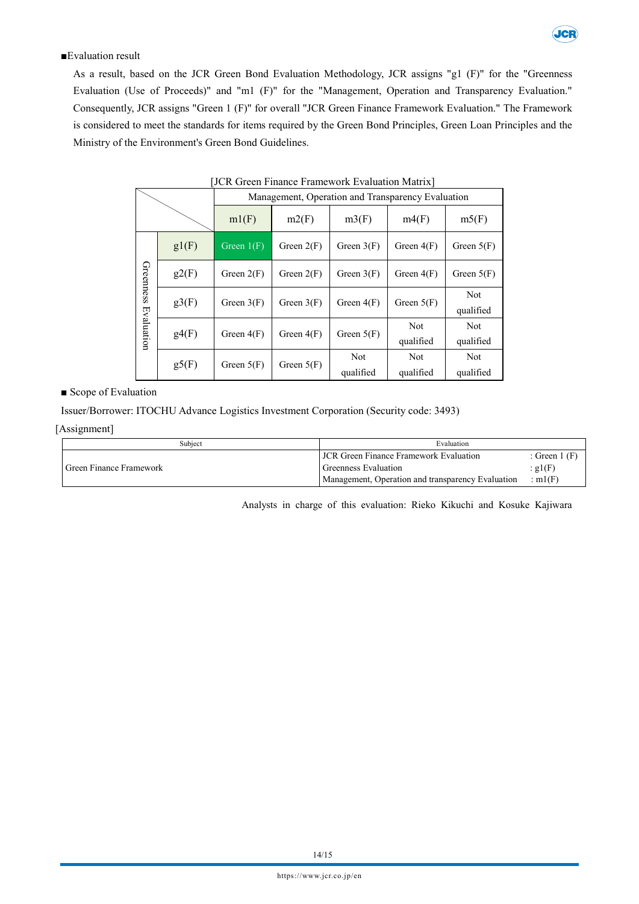■Evaluation result

As a result, based on the JCR Green Bond Evaluation Methodology, JCR assigns "g1 (F)" for the "Greenness Evaluation (Use of Proceeds)" and "m1 (F)" for the "Management, Operation and Transparency Evaluation." Consequently, JCR assigns "Green 1 (F)" for overall "JCR Green Finance Framework Evaluation." The Framework is considered to meet the standards for items required by the Green Bond Principles, Green Loan Principles and the Ministry of the Environment's Green Bond Guidelines.

[JCR Green Finance Framework Evaluation Matrix]

| | | Management, Operation and Transparency Evaluation | | | | |
|---|---|---|---|---|---|---|
| | | m1(F) | m2(F) | m3(F) | m4(F) | m5(F) |
| Greenness Evaluation | g1(F) | Green 1(F) | Green 2(F) | Green 3(F) | Green 4(F) | Green 5(F) |
| | g2(F) | Green 2(F) | Green 2(F) | Green 3(F) | Green 4(F) | Green 5(F) |
| | g3(F) | Green 3(F) | Green 3(F) | Green 4(F) | Green 5(F) | Not qualified |
| | g4(F) | Green 4(F) | Green 4(F) | Green 5(F) | Not qualified | Not qualified |
| | g5(F) | Green 5(F) | Green 5(F) | Not qualified | Not qualified | Not qualified |

■ Scope of Evaluation

Issuer/Borrower: ITOCHU Advance Logistics Investment Corporation (Security code: 3493)

[Assignment]

| Subject | Evaluation | |
|---|---|---|
| Green Finance Framework | JCR Green Finance Framework Evaluation | : Green 1 (F) |
| | Greenness Evaluation | : g1(F) |
| | Management, Operation and transparency Evaluation | : m1(F) |

Analysts in charge of this evaluation: Rieko Kikuchi and Kosuke Kajiwara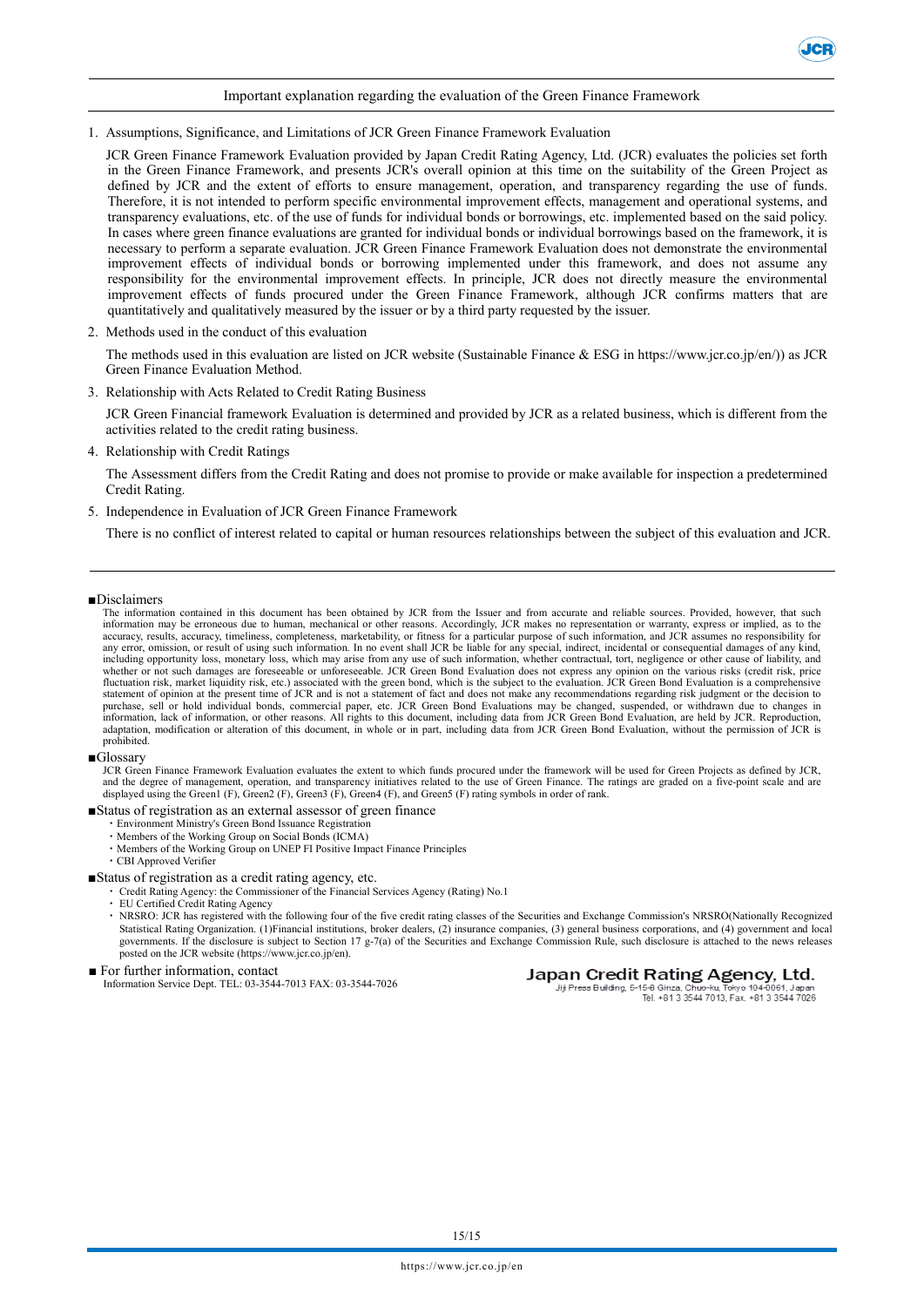## Important explanation regarding the evaluation of the Green Finance Framework

1. Assumptions, Significance, and Limitations of JCR Green Finance Framework Evaluation

   JCR Green Finance Framework Evaluation provided by Japan Credit Rating Agency, Ltd. (JCR) evaluates the policies set forth in the Green Finance Framework, and presents JCR's overall opinion at this time on the suitability of the Green Project as defined by JCR and the extent of efforts to ensure management, operation, and transparency regarding the use of funds. Therefore, it is not intended to perform specific environmental improvement effects, management and operational systems, and transparency evaluations, etc. of the use of funds for individual bonds or borrowings, etc. implemented based on the said policy. In cases where green finance evaluations are granted for individual bonds or individual borrowings based on the framework, it is necessary to perform a separate evaluation. JCR Green Finance Framework Evaluation does not demonstrate the environmental improvement effects of individual bonds or borrowing implemented under this framework, and does not assume any responsibility for the environmental improvement effects. In principle, JCR does not directly measure the environmental improvement effects of funds procured under the Green Finance Framework, although JCR confirms matters that are quantitatively and qualitatively measured by the issuer or by a third party requested by the issuer.

2. Methods used in the conduct of this evaluation

   The methods used in this evaluation are listed on JCR website (Sustainable Finance & ESG in https://www.jcr.co.jp/en/)) as JCR Green Finance Evaluation Method.

3. Relationship with Acts Related to Credit Rating Business

   JCR Green Financial framework Evaluation is determined and provided by JCR as a related business, which is different from the activities related to the credit rating business.

4. Relationship with Credit Ratings

   The Assessment differs from the Credit Rating and does not promise to provide or make available for inspection a predetermined Credit Rating.

5. Independence in Evaluation of JCR Green Finance Framework

   There is no conflict of interest related to capital or human resources relationships between the subject of this evaluation and JCR.

---

■Disclaimers

The information contained in this document has been obtained by JCR from the Issuer and from accurate and reliable sources. Provided, however, that such information may be erroneous due to human, mechanical or other reasons. Accordingly, JCR makes no representation or warranty, express or implied, as to the accuracy, results, accuracy, timeliness, completeness, marketability, or fitness for a particular purpose of such information, and JCR assumes no responsibility for any error, omission, or result of using such information. In no event shall JCR be liable for any special, indirect, incidental or consequential damages of any kind, including opportunity loss, monetary loss, which may arise from any use of such information, whether contractual, tort, negligence or other cause of liability, and whether or not such damages are foreseeable or unforeseeable. JCR Green Bond Evaluation does not express any opinion on the various risks (credit risk, price fluctuation risk, market liquidity risk, etc.) associated with the green bond, which is the subject to the evaluation. JCR Green Bond Evaluation is a comprehensive statement of opinion at the present time of JCR and is not a statement of fact and does not make any recommendations regarding risk judgment or the decision to purchase, sell or hold individual bonds, commercial paper, etc. JCR Green Bond Evaluations may be changed, suspended, or withdrawn due to changes in information, lack of information, or other reasons. All rights to this document, including data from JCR Green Bond Evaluation, are held by JCR. Reproduction, adaptation, modification or alteration of this document, in whole or in part, including data from JCR Green Bond Evaluation, without the permission of JCR is prohibited.

■Glossary

JCR Green Finance Framework Evaluation evaluates the extent to which funds procured under the framework will be used for Green Projects as defined by JCR, and the degree of management, operation, and transparency initiatives related to the use of Green Finance. The ratings are graded on a five-point scale and are displayed using the Green1 (F), Green2 (F), Green3 (F), Green4 (F), and Green5 (F) rating symbols in order of rank.

■Status of registration as an external assessor of green finance

- Environment Ministry's Green Bond Issuance Registration
- Members of the Working Group on Social Bonds (ICMA)
- Members of the Working Group on UNEP FI Positive Impact Finance Principles
- CBI Approved Verifier

■Status of registration as a credit rating agency, etc.

- Credit Rating Agency: the Commissioner of the Financial Services Agency (Rating) No.1
- EU Certified Credit Rating Agency
- NRSRO: JCR has registered with the following four of the five credit rating classes of the Securities and Exchange Commission's NRSRO(Nationally Recognized Statistical Rating Organization. (1)Financial institutions, broker dealers, (2) insurance companies, (3) general business corporations, and (4) government and local governments. If the disclosure is subject to Section 17 g-7(a) of the Securities and Exchange Commission Rule, such disclosure is attached to the news releases posted on the JCR website (https://www.jcr.co.jp/en).

■ For further information, contact

Information Service Dept. TEL: 03-3544-7013 FAX: 03-3544-7026

**Japan Credit Rating Agency, Ltd.**
Jiji Press Building, 5-15-8 Ginza, Chuo-ku, Tokyo 104-0061, Japan
Tel. +81 3 3544 7013, Fax. +81 3 3544 7026